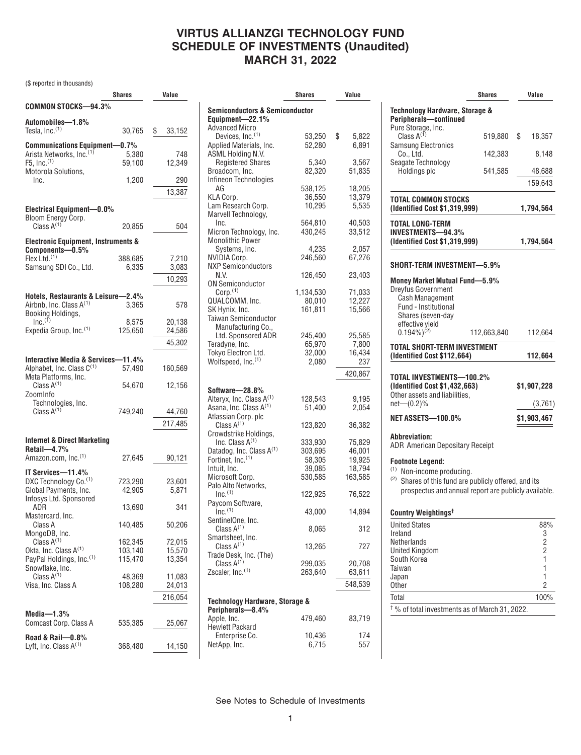# VIRTUS ALLIANZGI TECHNOLOGY FUND
# SCHEDULE OF INVESTMENTS (Unaudited)
# MARCH 31, 2022

($ reported in thousands)

| | Shares | Value |
|---|---|---|
| **COMMON STOCKS—94.3%** | | |
| **Automobiles—1.8%** | | |
| Tesla, Inc.[1] | 30,765 | $ 33,152 |
| **Communications Equipment—0.7%** | | |
| Arista Networks, Inc.[1] | 5,380 | 748 |
| F5, Inc.[1] | 59,100 | 12,349 |
| Motorola Solutions, Inc. | 1,200 | 290 |
| | | 13,387 |
| **Electrical Equipment—0.0%** | | |
| Bloom Energy Corp. Class A[1] | 20,855 | 504 |
| **Electronic Equipment, Instruments & Components—0.5%** | | |
| Flex Ltd.[1] | 388,685 | 7,210 |
| Samsung SDI Co., Ltd. | 6,335 | 3,083 |
| | | 10,293 |
| **Hotels, Restaurants & Leisure—2.4%** | | |
| Airbnb, Inc. Class A[1] | 3,365 | 578 |
| Booking Holdings, Inc.[1] | 8,575 | 20,138 |
| Expedia Group, Inc.[1] | 125,650 | 24,586 |
| | | 45,302 |
| **Interactive Media & Services—11.4%** | | |
| Alphabet, Inc. Class C[1] | 57,490 | 160,569 |
| Meta Platforms, Inc. Class A[1] | 54,670 | 12,156 |
| ZoomInfo Technologies, Inc. Class A[1] | 749,240 | 44,760 |
| | | 217,485 |
| **Internet & Direct Marketing Retail—4.7%** | | |
| Amazon.com, Inc.[1] | 27,645 | 90,121 |
| **IT Services—11.4%** | | |
| DXC Technology Co.[1] | 723,290 | 23,601 |
| Global Payments, Inc. | 42,905 | 5,871 |
| Infosys Ltd. Sponsored ADR | 13,690 | 341 |
| Mastercard, Inc. Class A | 140,485 | 50,206 |
| MongoDB, Inc. Class A[1] | 162,345 | 72,015 |
| Okta, Inc. Class A[1] | 103,140 | 15,570 |
| PayPal Holdings, Inc.[1] | 115,470 | 13,354 |
| Snowflake, Inc. Class A[1] | 48,369 | 11,083 |
| Visa, Inc. Class A | 108,280 | 24,013 |
| | | 216,054 |
| **Media—1.3%** | | |
| Comcast Corp. Class A | 535,385 | 25,067 |
| **Road & Rail—0.8%** | | |
| Lyft, Inc. Class A[1] | 368,480 | 14,150 |
| **Semiconductors & Semiconductor Equipment—22.1%** | | |
| Advanced Micro Devices, Inc.[1] | 53,250 | $ 5,822 |
| Applied Materials, Inc. | 52,280 | 6,891 |
| ASML Holding N.V. Registered Shares | 5,340 | 3,567 |
| Broadcom, Inc. | 82,320 | 51,835 |
| Infineon Technologies AG | 538,125 | 18,205 |
| KLA Corp. | 36,550 | 13,379 |
| Lam Research Corp. | 10,295 | 5,535 |
| Marvell Technology, Inc. | 564,810 | 40,503 |
| Micron Technology, Inc. | 430,245 | 33,512 |
| Monolithic Power Systems, Inc. | 4,235 | 2,057 |
| NVIDIA Corp. | 246,560 | 67,276 |
| NXP Semiconductors N.V. | 126,450 | 23,403 |
| ON Semiconductor Corp.[1] | 1,134,530 | 71,033 |
| QUALCOMM, Inc. | 80,010 | 12,227 |
| SK Hynix, Inc. | 161,811 | 15,566 |
| Taiwan Semiconductor Manufacturing Co., Ltd. Sponsored ADR | 245,400 | 25,585 |
| Teradyne, Inc. | 65,970 | 7,800 |
| Tokyo Electron Ltd. | 32,000 | 16,434 |
| Wolfspeed, Inc.[1] | 2,080 | 237 |
| | | 420,867 |
| **Software—28.8%** | | |
| Alteryx, Inc. Class A[1] | 128,543 | 9,195 |
| Asana, Inc. Class A[1] | 51,400 | 2,054 |
| Atlassian Corp. plc Class A[1] | 123,820 | 36,382 |
| Crowdstrike Holdings, Inc. Class A[1] | 333,930 | 75,829 |
| Datadog, Inc. Class A[1] | 303,695 | 46,001 |
| Fortinet, Inc.[1] | 58,305 | 19,925 |
| Intuit, Inc. | 39,085 | 18,794 |
| Microsoft Corp. | 530,585 | 163,585 |
| Palo Alto Networks, Inc.[1] | 122,925 | 76,522 |
| Paycom Software, Inc.[1] | 43,000 | 14,894 |
| SentinelOne, Inc. Class A[1] | 8,065 | 312 |
| Smartsheet, Inc. Class A[1] | 13,265 | 727 |
| Trade Desk, Inc. (The) Class A[1] | 299,035 | 20,708 |
| Zscaler, Inc.[1] | 263,640 | 63,611 |
| | | 548,539 |
| **Technology Hardware, Storage & Peripherals—8.4%** | | |
| Apple, Inc. | 479,460 | 83,719 |
| Hewlett Packard Enterprise Co. | 10,436 | 174 |
| NetApp, Inc. | 6,715 | 557 |
| **Technology Hardware, Storage & Peripherals—continued** | | |
| Pure Storage, Inc. Class A[1] | 519,880 | $ 18,357 |
| Samsung Electronics Co., Ltd. | 142,383 | 8,148 |
| Seagate Technology Holdings plc | 541,585 | 48,688 |
| | | 159,643 |
| **TOTAL COMMON STOCKS (Identified Cost $1,319,999)** | | **1,794,564** |
| **TOTAL LONG-TERM INVESTMENTS—94.3% (Identified Cost $1,319,999)** | | **1,794,564** |
| **SHORT-TERM INVESTMENT—5.9%** | | |
| **Money Market Mutual Fund—5.9%** | | |
| Dreyfus Government Cash Management Fund - Institutional Shares (seven-day effective yield 0.194%)[2] | 112,663,840 | 112,664 |
| **TOTAL SHORT-TERM INVESTMENT (Identified Cost $112,664)** | | **112,664** |
| **TOTAL INVESTMENTS—100.2% (Identified Cost $1,432,663)** | | **$1,907,228** |
| Other assets and liabilities, net—(0.2)% | | (3,761) |
| **NET ASSETS—100.0%** | | **$1,903,467** |

**Abbreviation:**
ADR American Depositary Receipt

**Footnote Legend:**
[1] Non-income producing.
[2] Shares of this fund are publicly offered, and its prospectus and annual report are publicly available.

**Country Weightings†**

| | |
|---|---|
| United States | 88% |
| Ireland | 3 |
| Netherlands | 2 |
| United Kingdom | 2 |
| South Korea | 1 |
| Taiwan | 1 |
| Japan | 1 |
| Other | 2 |
| Total | 100% |

† % of total investments as of March 31, 2022.

See Notes to Schedule of Investments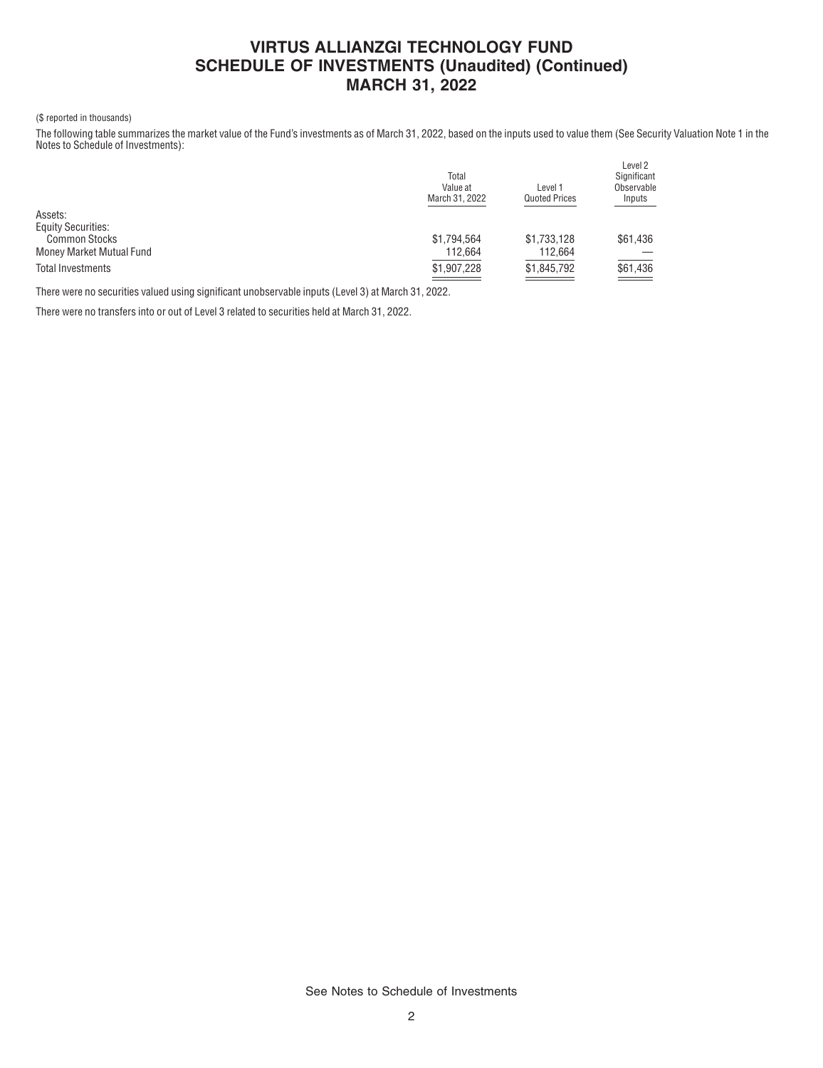# VIRTUS ALLIANZGI TECHNOLOGY FUND
# SCHEDULE OF INVESTMENTS (Unaudited) (Continued)
# MARCH 31, 2022

($ reported in thousands)

The following table summarizes the market value of the Fund's investments as of March 31, 2022, based on the inputs used to value them (See Security Valuation Note 1 in the Notes to Schedule of Investments):

| | Total Value at March 31, 2022 | Level 1 Quoted Prices | Level 2 Significant Observable Inputs |
|---|---|---|---|
| Assets: | | | |
| Equity Securities: | | | |
| Common Stocks | $1,794,564 | $1,733,128 | $61,436 |
| Money Market Mutual Fund | 112,664 | 112,664 | — |
| Total Investments | $1,907,228 | $1,845,792 | $61,436 |

There were no securities valued using significant unobservable inputs (Level 3) at March 31, 2022.

There were no transfers into or out of Level 3 related to securities held at March 31, 2022.

See Notes to Schedule of Investments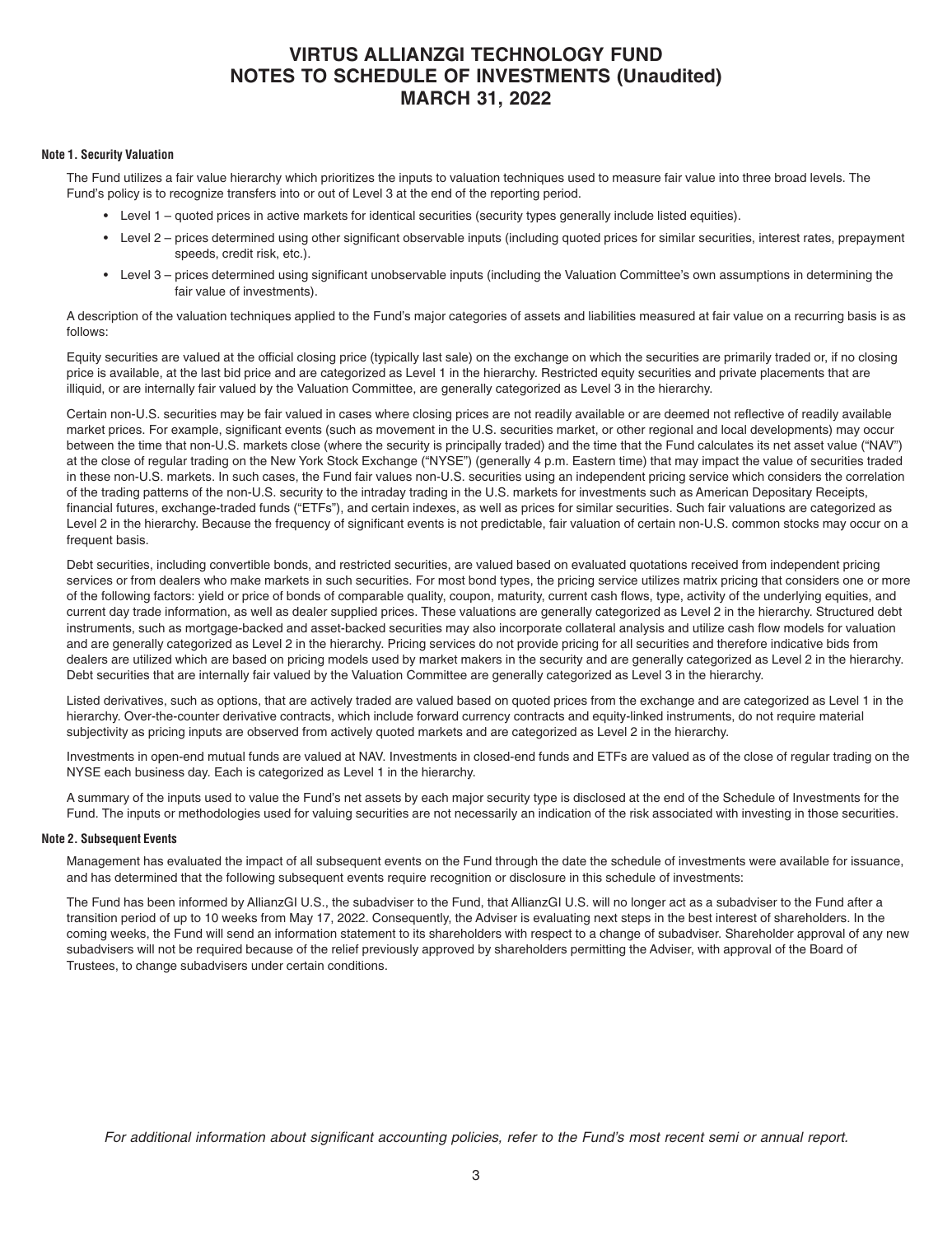# VIRTUS ALLIANZGI TECHNOLOGY FUND
# NOTES TO SCHEDULE OF INVESTMENTS (Unaudited)
# MARCH 31, 2022

**Note 1. Security Valuation**

The Fund utilizes a fair value hierarchy which prioritizes the inputs to valuation techniques used to measure fair value into three broad levels. The Fund's policy is to recognize transfers into or out of Level 3 at the end of the reporting period.

- Level 1 – quoted prices in active markets for identical securities (security types generally include listed equities).
- Level 2 – prices determined using other significant observable inputs (including quoted prices for similar securities, interest rates, prepayment speeds, credit risk, etc.).
- Level 3 – prices determined using significant unobservable inputs (including the Valuation Committee's own assumptions in determining the fair value of investments).

A description of the valuation techniques applied to the Fund's major categories of assets and liabilities measured at fair value on a recurring basis is as follows:

Equity securities are valued at the official closing price (typically last sale) on the exchange on which the securities are primarily traded or, if no closing price is available, at the last bid price and are categorized as Level 1 in the hierarchy. Restricted equity securities and private placements that are illiquid, or are internally fair valued by the Valuation Committee, are generally categorized as Level 3 in the hierarchy.

Certain non-U.S. securities may be fair valued in cases where closing prices are not readily available or are deemed not reflective of readily available market prices. For example, significant events (such as movement in the U.S. securities market, or other regional and local developments) may occur between the time that non-U.S. markets close (where the security is principally traded) and the time that the Fund calculates its net asset value ("NAV") at the close of regular trading on the New York Stock Exchange ("NYSE") (generally 4 p.m. Eastern time) that may impact the value of securities traded in these non-U.S. markets. In such cases, the Fund fair values non-U.S. securities using an independent pricing service which considers the correlation of the trading patterns of the non-U.S. security to the intraday trading in the U.S. markets for investments such as American Depositary Receipts, financial futures, exchange-traded funds ("ETFs"), and certain indexes, as well as prices for similar securities. Such fair valuations are categorized as Level 2 in the hierarchy. Because the frequency of significant events is not predictable, fair valuation of certain non-U.S. common stocks may occur on a frequent basis.

Debt securities, including convertible bonds, and restricted securities, are valued based on evaluated quotations received from independent pricing services or from dealers who make markets in such securities. For most bond types, the pricing service utilizes matrix pricing that considers one or more of the following factors: yield or price of bonds of comparable quality, coupon, maturity, current cash flows, type, activity of the underlying equities, and current day trade information, as well as dealer supplied prices. These valuations are generally categorized as Level 2 in the hierarchy. Structured debt instruments, such as mortgage-backed and asset-backed securities may also incorporate collateral analysis and utilize cash flow models for valuation and are generally categorized as Level 2 in the hierarchy. Pricing services do not provide pricing for all securities and therefore indicative bids from dealers are utilized which are based on pricing models used by market makers in the security and are generally categorized as Level 2 in the hierarchy. Debt securities that are internally fair valued by the Valuation Committee are generally categorized as Level 3 in the hierarchy.

Listed derivatives, such as options, that are actively traded are valued based on quoted prices from the exchange and are categorized as Level 1 in the hierarchy. Over-the-counter derivative contracts, which include forward currency contracts and equity-linked instruments, do not require material subjectivity as pricing inputs are observed from actively quoted markets and are categorized as Level 2 in the hierarchy.

Investments in open-end mutual funds are valued at NAV. Investments in closed-end funds and ETFs are valued as of the close of regular trading on the NYSE each business day. Each is categorized as Level 1 in the hierarchy.

A summary of the inputs used to value the Fund's net assets by each major security type is disclosed at the end of the Schedule of Investments for the Fund. The inputs or methodologies used for valuing securities are not necessarily an indication of the risk associated with investing in those securities.

**Note 2. Subsequent Events**

Management has evaluated the impact of all subsequent events on the Fund through the date the schedule of investments were available for issuance, and has determined that the following subsequent events require recognition or disclosure in this schedule of investments:

The Fund has been informed by AllianzGI U.S., the subadviser to the Fund, that AllianzGI U.S. will no longer act as a subadviser to the Fund after a transition period of up to 10 weeks from May 17, 2022. Consequently, the Adviser is evaluating next steps in the best interest of shareholders. In the coming weeks, the Fund will send an information statement to its shareholders with respect to a change of subadviser. Shareholder approval of any new subadvisers will not be required because of the relief previously approved by shareholders permitting the Adviser, with approval of the Board of Trustees, to change subadvisers under certain conditions.

*For additional information about significant accounting policies, refer to the Fund's most recent semi or annual report.*